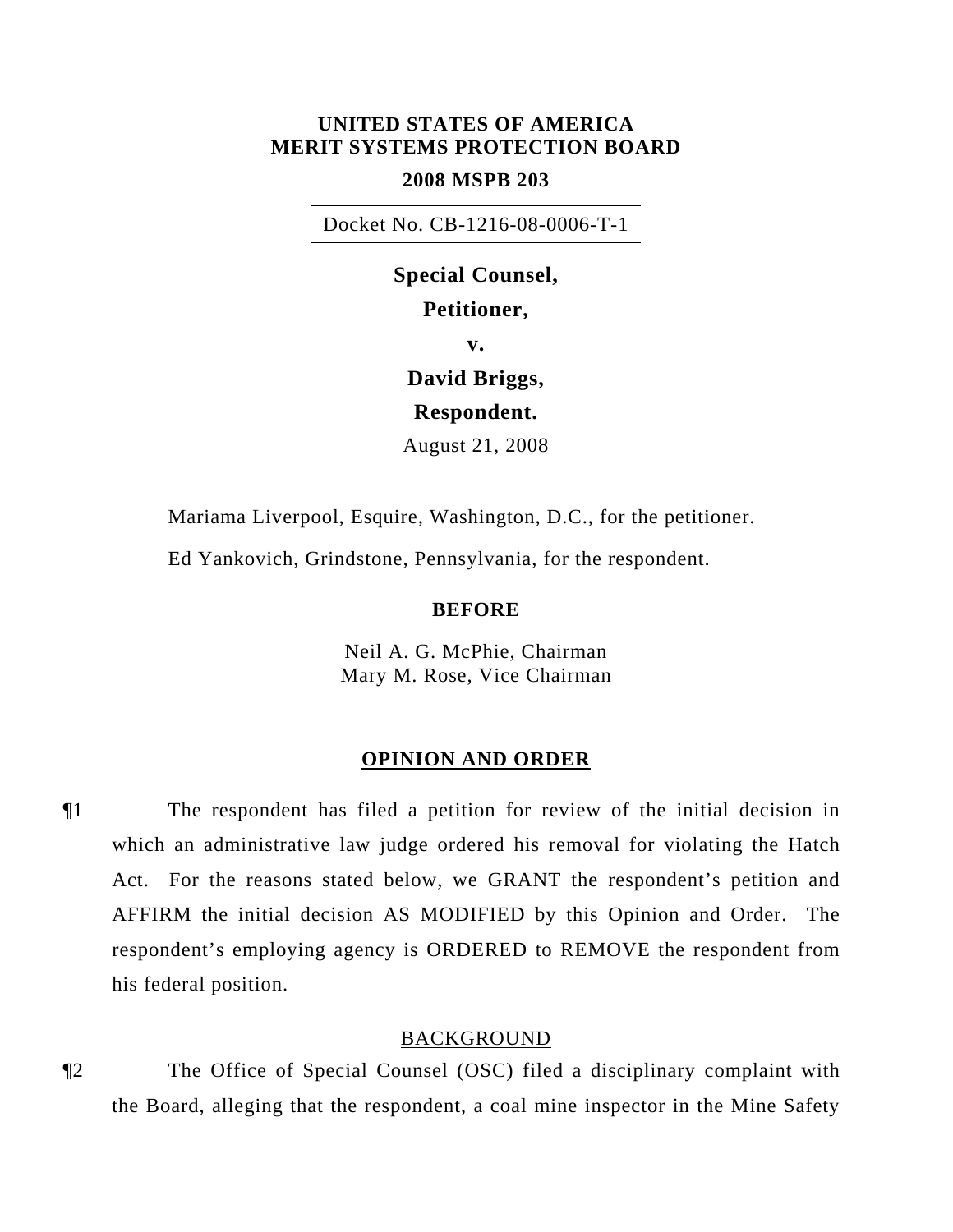**UNITED STATES OF AMERICA**
**MERIT SYSTEMS PROTECTION BOARD**

**2008 MSPB 203**

Docket No. CB-1216-08-0006-T-1

**Special Counsel,**

**Petitioner,**

**v.**

**David Briggs,**

**Respondent.**

August 21, 2008

Mariama Liverpool, Esquire, Washington, D.C., for the petitioner.

Ed Yankovich, Grindstone, Pennsylvania, for the respondent.

**BEFORE**

Neil A. G. McPhie, Chairman
Mary M. Rose, Vice Chairman

## OPINION AND ORDER

¶1 The respondent has filed a petition for review of the initial decision in which an administrative law judge ordered his removal for violating the Hatch Act. For the reasons stated below, we GRANT the respondent's petition and AFFIRM the initial decision AS MODIFIED by this Opinion and Order. The respondent's employing agency is ORDERED to REMOVE the respondent from his federal position.

### BACKGROUND

¶2 The Office of Special Counsel (OSC) filed a disciplinary complaint with the Board, alleging that the respondent, a coal mine inspector in the Mine Safety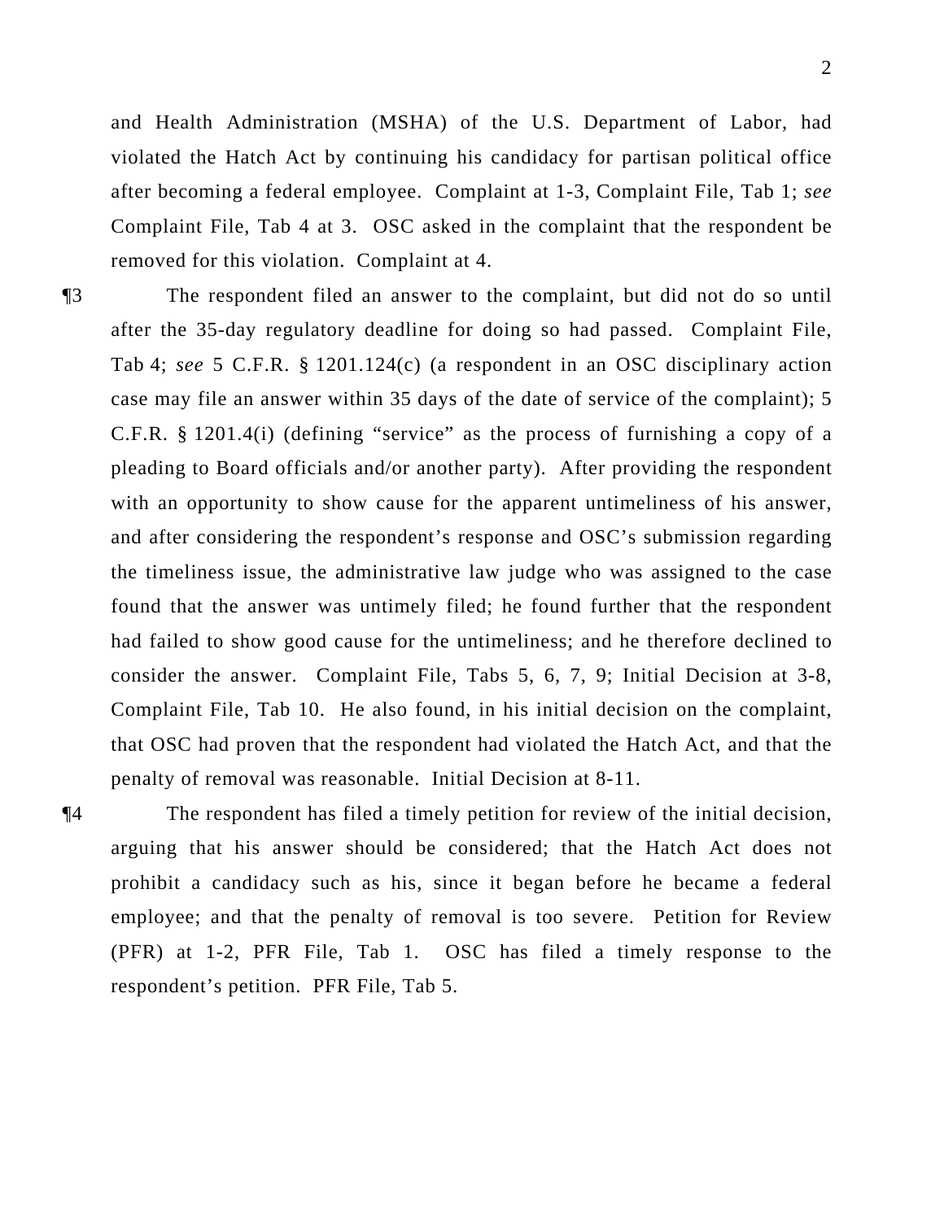and Health Administration (MSHA) of the U.S. Department of Labor, had violated the Hatch Act by continuing his candidacy for partisan political office after becoming a federal employee. Complaint at 1-3, Complaint File, Tab 1; *see* Complaint File, Tab 4 at 3. OSC asked in the complaint that the respondent be removed for this violation. Complaint at 4.

¶3 The respondent filed an answer to the complaint, but did not do so until after the 35-day regulatory deadline for doing so had passed. Complaint File, Tab 4; *see* 5 C.F.R. § 1201.124(c) (a respondent in an OSC disciplinary action case may file an answer within 35 days of the date of service of the complaint); 5 C.F.R. § 1201.4(i) (defining "service" as the process of furnishing a copy of a pleading to Board officials and/or another party). After providing the respondent with an opportunity to show cause for the apparent untimeliness of his answer, and after considering the respondent's response and OSC's submission regarding the timeliness issue, the administrative law judge who was assigned to the case found that the answer was untimely filed; he found further that the respondent had failed to show good cause for the untimeliness; and he therefore declined to consider the answer. Complaint File, Tabs 5, 6, 7, 9; Initial Decision at 3-8, Complaint File, Tab 10. He also found, in his initial decision on the complaint, that OSC had proven that the respondent had violated the Hatch Act, and that the penalty of removal was reasonable. Initial Decision at 8-11.

¶4 The respondent has filed a timely petition for review of the initial decision, arguing that his answer should be considered; that the Hatch Act does not prohibit a candidacy such as his, since it began before he became a federal employee; and that the penalty of removal is too severe. Petition for Review (PFR) at 1-2, PFR File, Tab 1. OSC has filed a timely response to the respondent's petition. PFR File, Tab 5.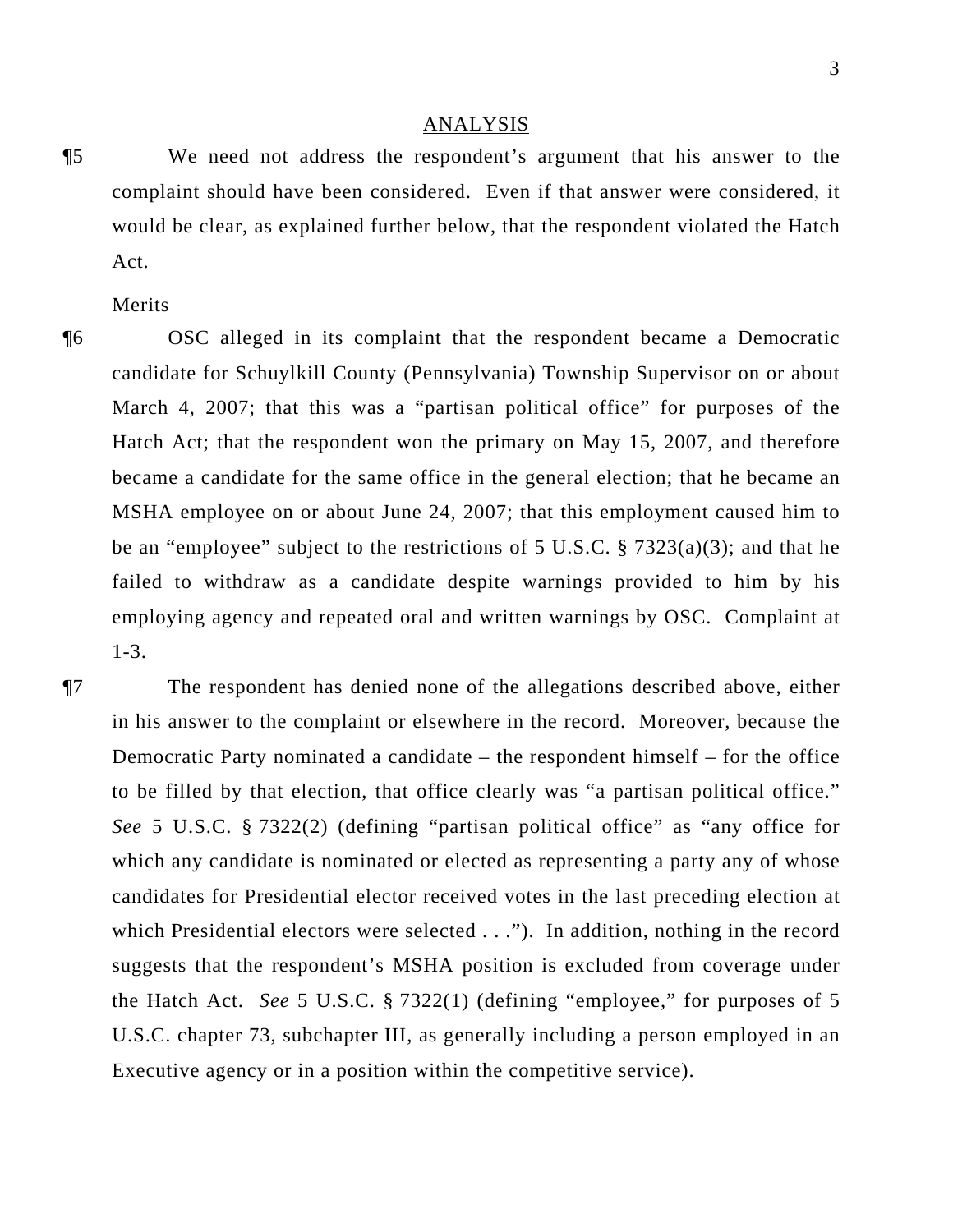## ANALYSIS

¶5 We need not address the respondent's argument that his answer to the complaint should have been considered. Even if that answer were considered, it would be clear, as explained further below, that the respondent violated the Hatch Act.

### Merits

¶6 OSC alleged in its complaint that the respondent became a Democratic candidate for Schuylkill County (Pennsylvania) Township Supervisor on or about March 4, 2007; that this was a "partisan political office" for purposes of the Hatch Act; that the respondent won the primary on May 15, 2007, and therefore became a candidate for the same office in the general election; that he became an MSHA employee on or about June 24, 2007; that this employment caused him to be an "employee" subject to the restrictions of 5 U.S.C. § 7323(a)(3); and that he failed to withdraw as a candidate despite warnings provided to him by his employing agency and repeated oral and written warnings by OSC. Complaint at 1-3.

¶7 The respondent has denied none of the allegations described above, either in his answer to the complaint or elsewhere in the record. Moreover, because the Democratic Party nominated a candidate – the respondent himself – for the office to be filled by that election, that office clearly was "a partisan political office." *See* 5 U.S.C. § 7322(2) (defining "partisan political office" as "any office for which any candidate is nominated or elected as representing a party any of whose candidates for Presidential elector received votes in the last preceding election at which Presidential electors were selected . . ."). In addition, nothing in the record suggests that the respondent's MSHA position is excluded from coverage under the Hatch Act. *See* 5 U.S.C. § 7322(1) (defining "employee," for purposes of 5 U.S.C. chapter 73, subchapter III, as generally including a person employed in an Executive agency or in a position within the competitive service).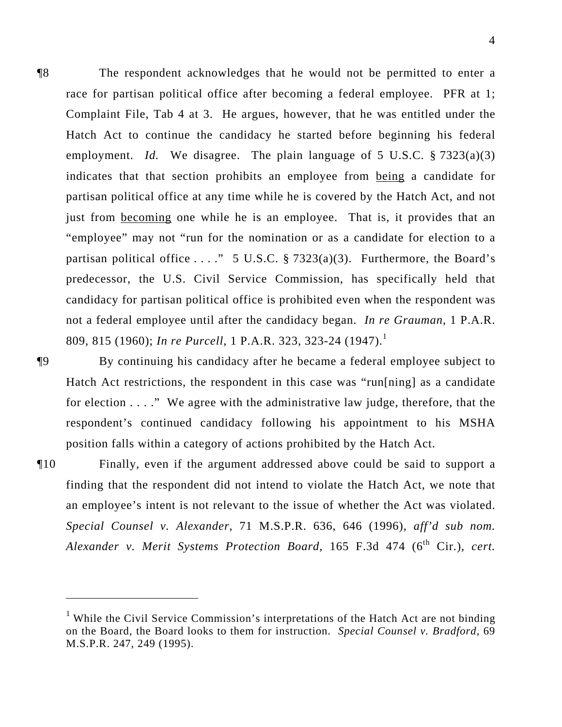¶8 The respondent acknowledges that he would not be permitted to enter a race for partisan political office after becoming a federal employee. PFR at 1; Complaint File, Tab 4 at 3. He argues, however, that he was entitled under the Hatch Act to continue the candidacy he started before beginning his federal employment. *Id.* We disagree. The plain language of 5 U.S.C. § 7323(a)(3) indicates that that section prohibits an employee from being a candidate for partisan political office at any time while he is covered by the Hatch Act, and not just from becoming one while he is an employee. That is, it provides that an "employee" may not "run for the nomination or as a candidate for election to a partisan political office . . . ." 5 U.S.C. § 7323(a)(3). Furthermore, the Board's predecessor, the U.S. Civil Service Commission, has specifically held that candidacy for partisan political office is prohibited even when the respondent was not a federal employee until after the candidacy began. *In re Grauman*, 1 P.A.R. 809, 815 (1960); *In re Purcell*, 1 P.A.R. 323, 323-24 (1947).[1]

¶9 By continuing his candidacy after he became a federal employee subject to Hatch Act restrictions, the respondent in this case was "run[ning] as a candidate for election . . . ." We agree with the administrative law judge, therefore, that the respondent's continued candidacy following his appointment to his MSHA position falls within a category of actions prohibited by the Hatch Act.

¶10 Finally, even if the argument addressed above could be said to support a finding that the respondent did not intend to violate the Hatch Act, we note that an employee's intent is not relevant to the issue of whether the Act was violated. *Special Counsel v. Alexander*, 71 M.S.P.R. 636, 646 (1996), *aff'd sub nom. Alexander v. Merit Systems Protection Board*, 165 F.3d 474 (6th Cir.), *cert.*

---

[1] While the Civil Service Commission's interpretations of the Hatch Act are not binding on the Board, the Board looks to them for instruction. *Special Counsel v. Bradford*, 69 M.S.P.R. 247, 249 (1995).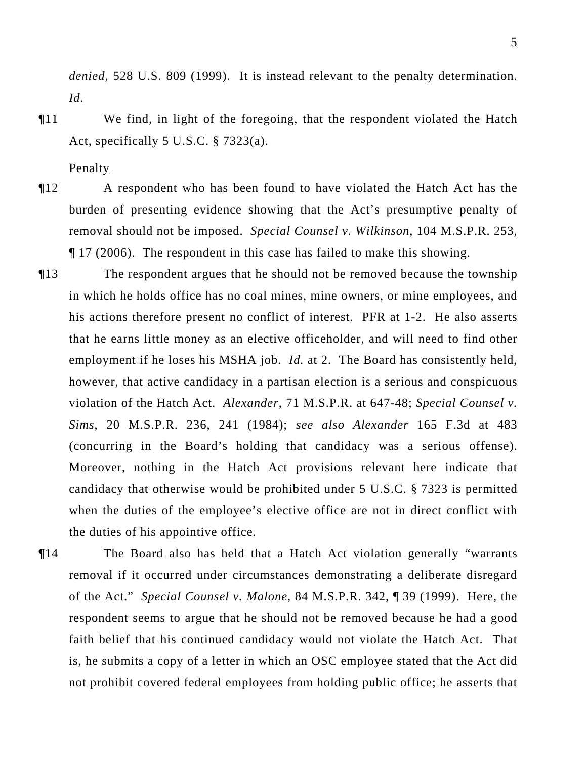*denied*, 528 U.S. 809 (1999). It is instead relevant to the penalty determination. *Id*.

¶11 We find, in light of the foregoing, that the respondent violated the Hatch Act, specifically 5 U.S.C. § 7323(a).

Penalty

¶12 A respondent who has been found to have violated the Hatch Act has the burden of presenting evidence showing that the Act's presumptive penalty of removal should not be imposed. *Special Counsel v. Wilkinson*, 104 M.S.P.R. 253, ¶ 17 (2006). The respondent in this case has failed to make this showing.

¶13 The respondent argues that he should not be removed because the township in which he holds office has no coal mines, mine owners, or mine employees, and his actions therefore present no conflict of interest. PFR at 1-2. He also asserts that he earns little money as an elective officeholder, and will need to find other employment if he loses his MSHA job. *Id.* at 2. The Board has consistently held, however, that active candidacy in a partisan election is a serious and conspicuous violation of the Hatch Act. *Alexander*, 71 M.S.P.R. at 647-48; *Special Counsel v. Sims*, 20 M.S.P.R. 236, 241 (1984); *see also Alexander* 165 F.3d at 483 (concurring in the Board's holding that candidacy was a serious offense). Moreover, nothing in the Hatch Act provisions relevant here indicate that candidacy that otherwise would be prohibited under 5 U.S.C. § 7323 is permitted when the duties of the employee's elective office are not in direct conflict with the duties of his appointive office.

¶14 The Board also has held that a Hatch Act violation generally "warrants removal if it occurred under circumstances demonstrating a deliberate disregard of the Act." *Special Counsel v. Malone*, 84 M.S.P.R. 342, ¶ 39 (1999). Here, the respondent seems to argue that he should not be removed because he had a good faith belief that his continued candidacy would not violate the Hatch Act. That is, he submits a copy of a letter in which an OSC employee stated that the Act did not prohibit covered federal employees from holding public office; he asserts that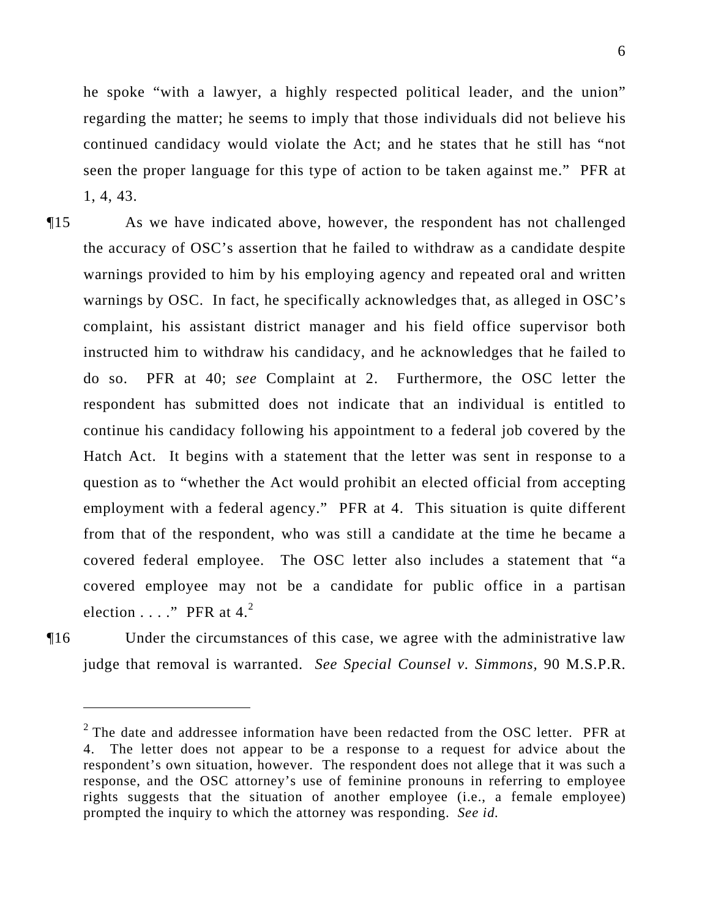he spoke "with a lawyer, a highly respected political leader, and the union" regarding the matter; he seems to imply that those individuals did not believe his continued candidacy would violate the Act; and he states that he still has "not seen the proper language for this type of action to be taken against me." PFR at 1, 4, 43.

¶15 As we have indicated above, however, the respondent has not challenged the accuracy of OSC's assertion that he failed to withdraw as a candidate despite warnings provided to him by his employing agency and repeated oral and written warnings by OSC. In fact, he specifically acknowledges that, as alleged in OSC's complaint, his assistant district manager and his field office supervisor both instructed him to withdraw his candidacy, and he acknowledges that he failed to do so. PFR at 40; *see* Complaint at 2. Furthermore, the OSC letter the respondent has submitted does not indicate that an individual is entitled to continue his candidacy following his appointment to a federal job covered by the Hatch Act. It begins with a statement that the letter was sent in response to a question as to "whether the Act would prohibit an elected official from accepting employment with a federal agency." PFR at 4. This situation is quite different from that of the respondent, who was still a candidate at the time he became a covered federal employee. The OSC letter also includes a statement that "a covered employee may not be a candidate for public office in a partisan election . . . ." PFR at 4.[2]

¶16 Under the circumstances of this case, we agree with the administrative law judge that removal is warranted. *See Special Counsel v. Simmons,* 90 M.S.P.R.

---

[2] The date and addressee information have been redacted from the OSC letter. PFR at 4. The letter does not appear to be a response to a request for advice about the respondent's own situation, however. The respondent does not allege that it was such a response, and the OSC attorney's use of feminine pronouns in referring to employee rights suggests that the situation of another employee (i.e., a female employee) prompted the inquiry to which the attorney was responding. *See id.*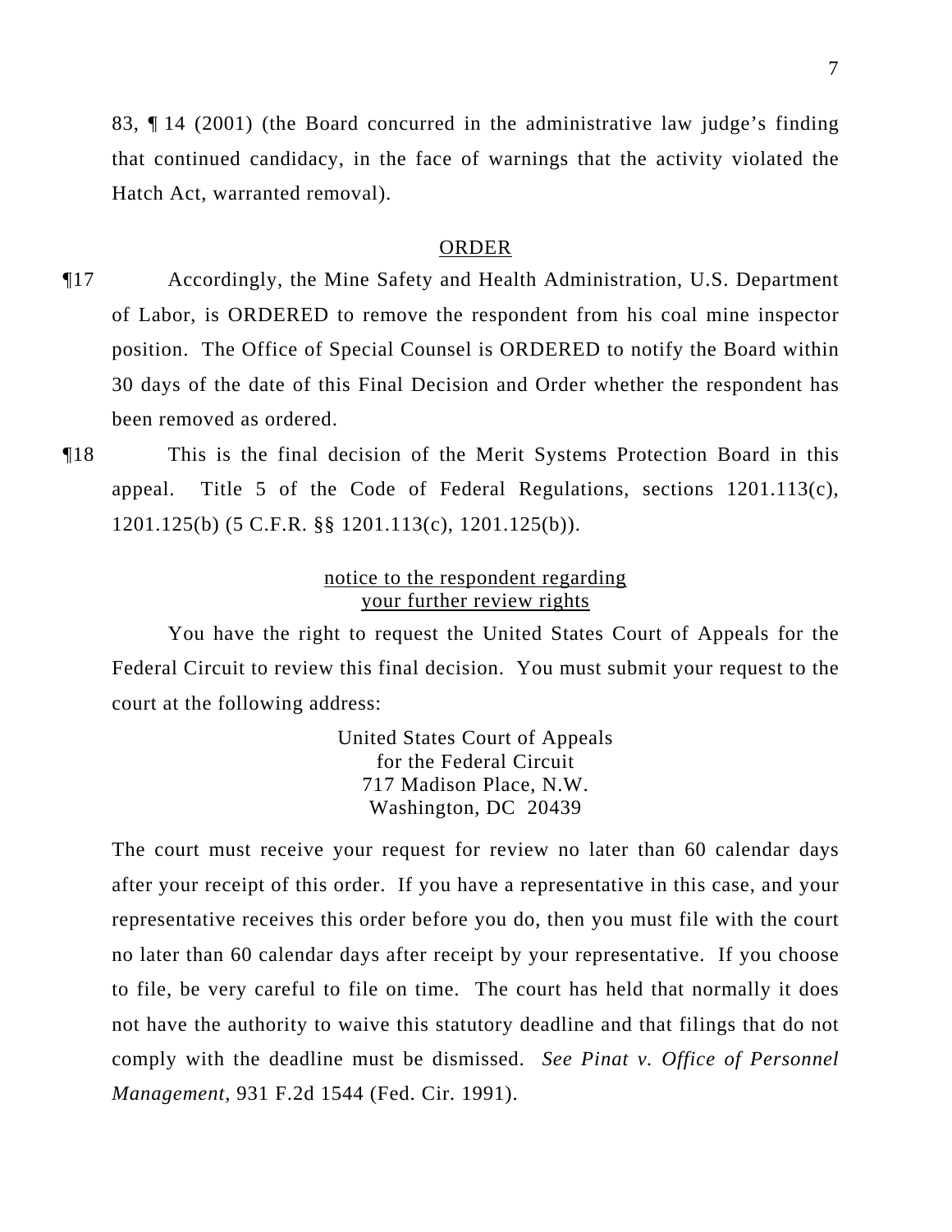83, ¶ 14 (2001) (the Board concurred in the administrative law judge's finding that continued candidacy, in the face of warnings that the activity violated the Hatch Act, warranted removal).

## ORDER

¶17 Accordingly, the Mine Safety and Health Administration, U.S. Department of Labor, is ORDERED to remove the respondent from his coal mine inspector position. The Office of Special Counsel is ORDERED to notify the Board within 30 days of the date of this Final Decision and Order whether the respondent has been removed as ordered.

¶18 This is the final decision of the Merit Systems Protection Board in this appeal. Title 5 of the Code of Federal Regulations, sections 1201.113(c), 1201.125(b) (5 C.F.R. §§ 1201.113(c), 1201.125(b)).

## notice to the respondent regarding your further review rights

You have the right to request the United States Court of Appeals for the Federal Circuit to review this final decision. You must submit your request to the court at the following address:

United States Court of Appeals
for the Federal Circuit
717 Madison Place, N.W.
Washington, DC 20439

The court must receive your request for review no later than 60 calendar days after your receipt of this order. If you have a representative in this case, and your representative receives this order before you do, then you must file with the court no later than 60 calendar days after receipt by your representative. If you choose to file, be very careful to file on time. The court has held that normally it does not have the authority to waive this statutory deadline and that filings that do not comply with the deadline must be dismissed. *See Pinat v. Office of Personnel Management*, 931 F.2d 1544 (Fed. Cir. 1991).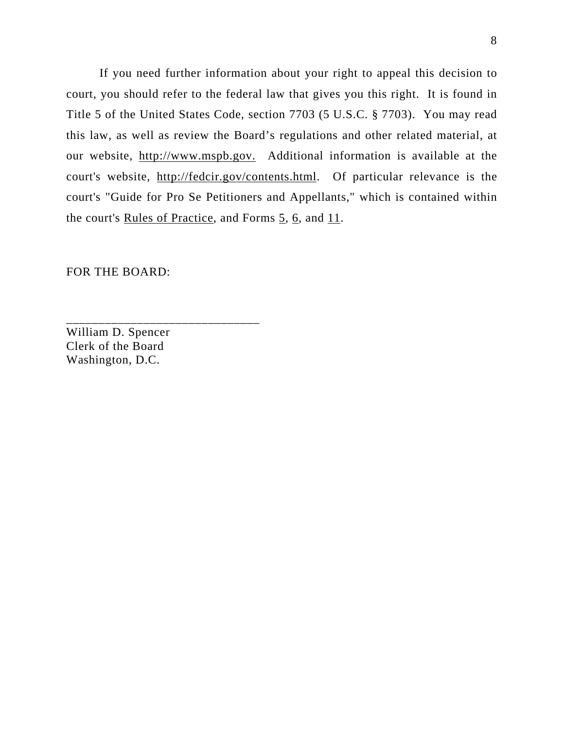If you need further information about your right to appeal this decision to court, you should refer to the federal law that gives you this right. It is found in Title 5 of the United States Code, section 7703 (5 U.S.C. § 7703). You may read this law, as well as review the Board's regulations and other related material, at our website, http://www.mspb.gov. Additional information is available at the court's website, http://fedcir.gov/contents.html. Of particular relevance is the court's "Guide for Pro Se Petitioners and Appellants," which is contained within the court's Rules of Practice, and Forms 5, 6, and 11.

FOR THE BOARD:

______________________________
William D. Spencer
Clerk of the Board
Washington, D.C.